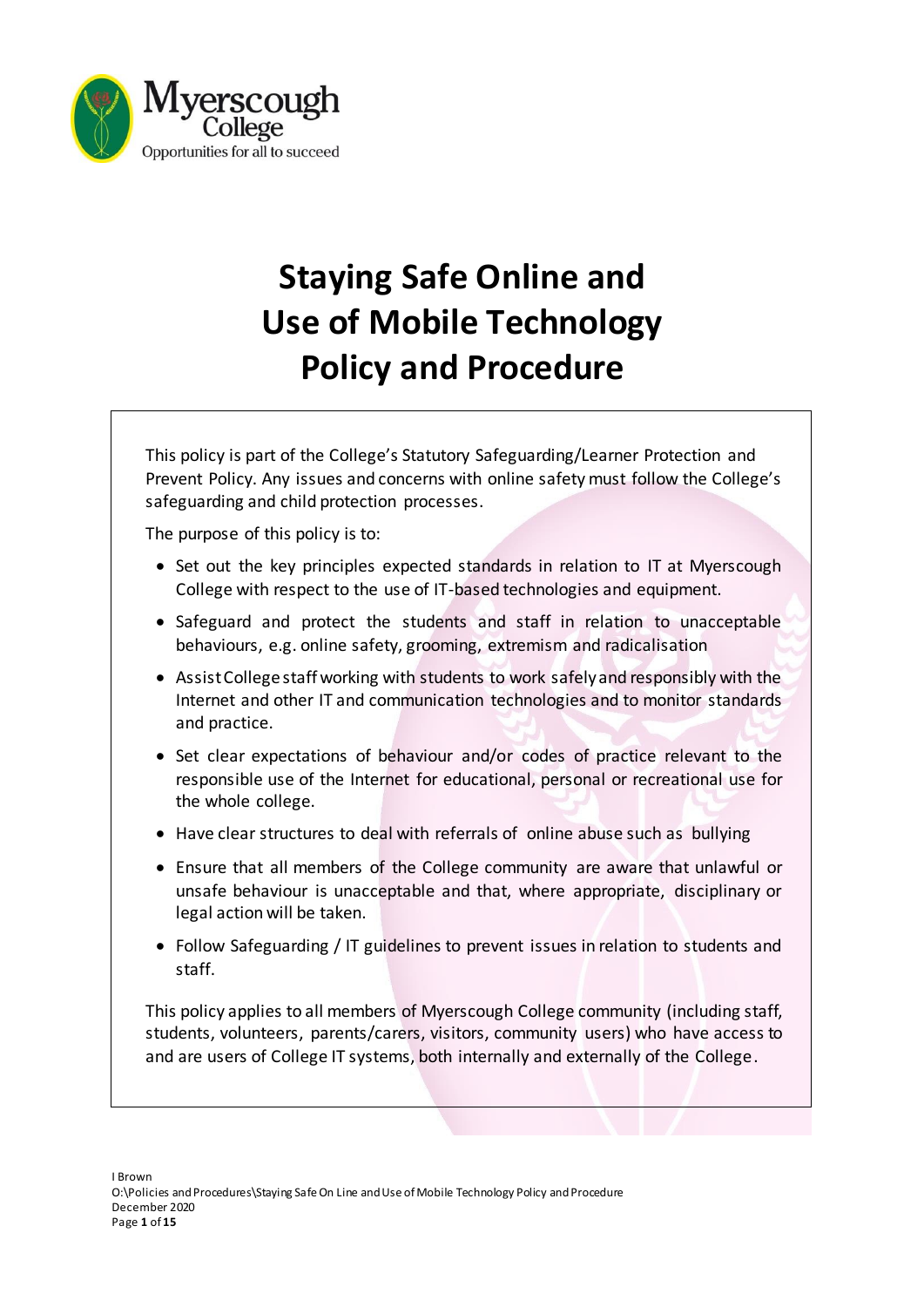# Staying Safe Online and Use of Mobile Technology Policy and Procedure

This policy is part of the College's Statutory Safeguarding/Learner Protection and Prevent Policy. Any issues and concerns with online safety must follow the College's safeguarding and child protection processes.

The purpose of this policy is to:

- Set out the key principles expected standards in relation to IT at Myerscough College with respect to the use of IT-based technologies and equipment.
- Safeguard and protect the students and staff in relation to unacceptable behaviours, e.g. online safety, grooming, extremism and radicalisation
- Assist College staff working with students to work safely and responsibly with the Internet and other IT and communication technologies and to monitor standards and practice.
- Set clear expectations of behaviour and/or codes of practice relevant to the responsible use of the Internet for educational, personal or recreational use for the whole college.
- Have clear structures to deal with referrals of online abuse such as bullying
- Ensure that all members of the College community are aware that unlawful or unsafe behaviour is unacceptable and that, where appropriate, disciplinary or legal action will be taken.
- Follow Safeguarding / IT guidelines to prevent issues in relation to students and staff.

This policy applies to all members of Myerscough College community (including staff, students, volunteers, parents/carers, visitors, community users) who have access to and are users of College IT systems, both internally and externally of the College.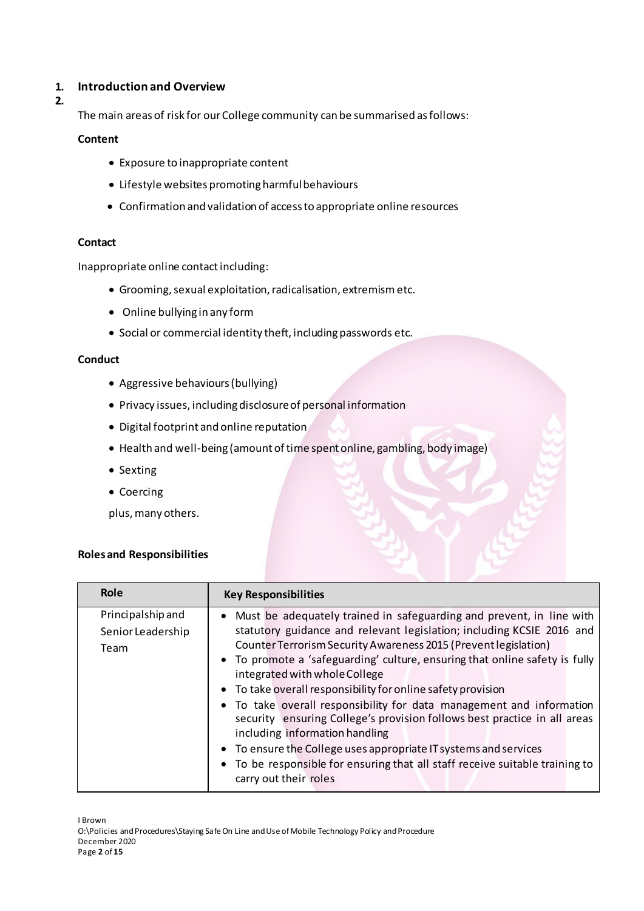## 1. Introduction and Overview

**2.**

The main areas of risk for our College community can be summarised as follows:

**Content**

- Exposure to inappropriate content
- Lifestyle websites promoting harmful behaviours
- Confirmation and validation of access to appropriate online resources

**Contact**

Inappropriate online contact including:

- Grooming, sexual exploitation, radicalisation, extremism etc.
- Online bullying in any form
- Social or commercial identity theft, including passwords etc.

**Conduct**

- Aggressive behaviours (bullying)
- Privacy issues, including disclosure of personal information
- Digital footprint and online reputation
- Health and well-being (amount of time spent online, gambling, body image)
- Sexting
- Coercing

plus, many others.

**Roles and Responsibilities**

| Role | Key Responsibilities |
|---|---|
| Principalship and Senior Leadership Team | • Must be adequately trained in safeguarding and prevent, in line with statutory guidance and relevant legislation; including KCSIE 2016 and Counter Terrorism Security Awareness 2015 (Prevent legislation)<br>• To promote a 'safeguarding' culture, ensuring that online safety is fully integrated with whole College<br>• To take overall responsibility for online safety provision<br>• To take overall responsibility for data management and information security ensuring College's provision follows best practice in all areas including information handling<br>• To ensure the College uses appropriate IT systems and services<br>• To be responsible for ensuring that all staff receive suitable training to carry out their roles |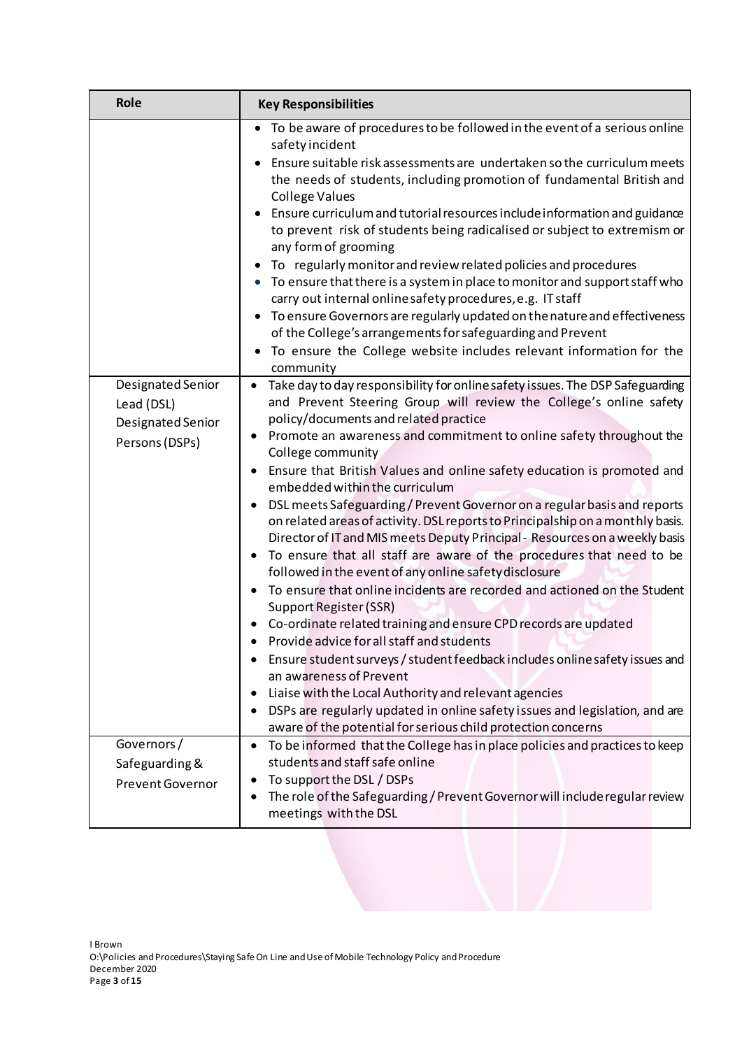| Role | Key Responsibilities |
| --- | --- |
| | • To be aware of procedures to be followed in the event of a serious online safety incident<br>• Ensure suitable risk assessments are undertaken so the curriculum meets the needs of students, including promotion of fundamental British and College Values<br>• Ensure curriculum and tutorial resources include information and guidance to prevent risk of students being radicalised or subject to extremism or any form of grooming<br>• To regularly monitor and review related policies and procedures<br>• To ensure that there is a system in place to monitor and support staff who carry out internal online safety procedures, e.g. IT staff<br>• To ensure Governors are regularly updated on the nature and effectiveness of the College's arrangements for safeguarding and Prevent<br>• To ensure the College website includes relevant information for the community |
| Designated Senior Lead (DSL)<br>Designated Senior Persons (DSPs) | • Take day to day responsibility for online safety issues. The DSP Safeguarding and Prevent Steering Group will review the College's online safety policy/documents and related practice<br>• Promote an awareness and commitment to online safety throughout the College community<br>• Ensure that British Values and online safety education is promoted and embedded within the curriculum<br>• DSL meets Safeguarding / Prevent Governor on a regular basis and reports on related areas of activity. DSL reports to Principalship on a monthly basis. Director of IT and MIS meets Deputy Principal - Resources on a weekly basis<br>• To ensure that all staff are aware of the procedures that need to be followed in the event of any online safety disclosure<br>• To ensure that online incidents are recorded and actioned on the Student Support Register (SSR)<br>• Co-ordinate related training and ensure CPD records are updated<br>• Provide advice for all staff and students<br>• Ensure student surveys / student feedback includes online safety issues and an awareness of Prevent<br>• Liaise with the Local Authority and relevant agencies<br>• DSPs are regularly updated in online safety issues and legislation, and are aware of the potential for serious child protection concerns |
| Governors / Safeguarding & Prevent Governor | • To be informed that the College has in place policies and practices to keep students and staff safe online<br>• To support the DSL / DSPs<br>• The role of the Safeguarding / Prevent Governor will include regular review meetings with the DSL |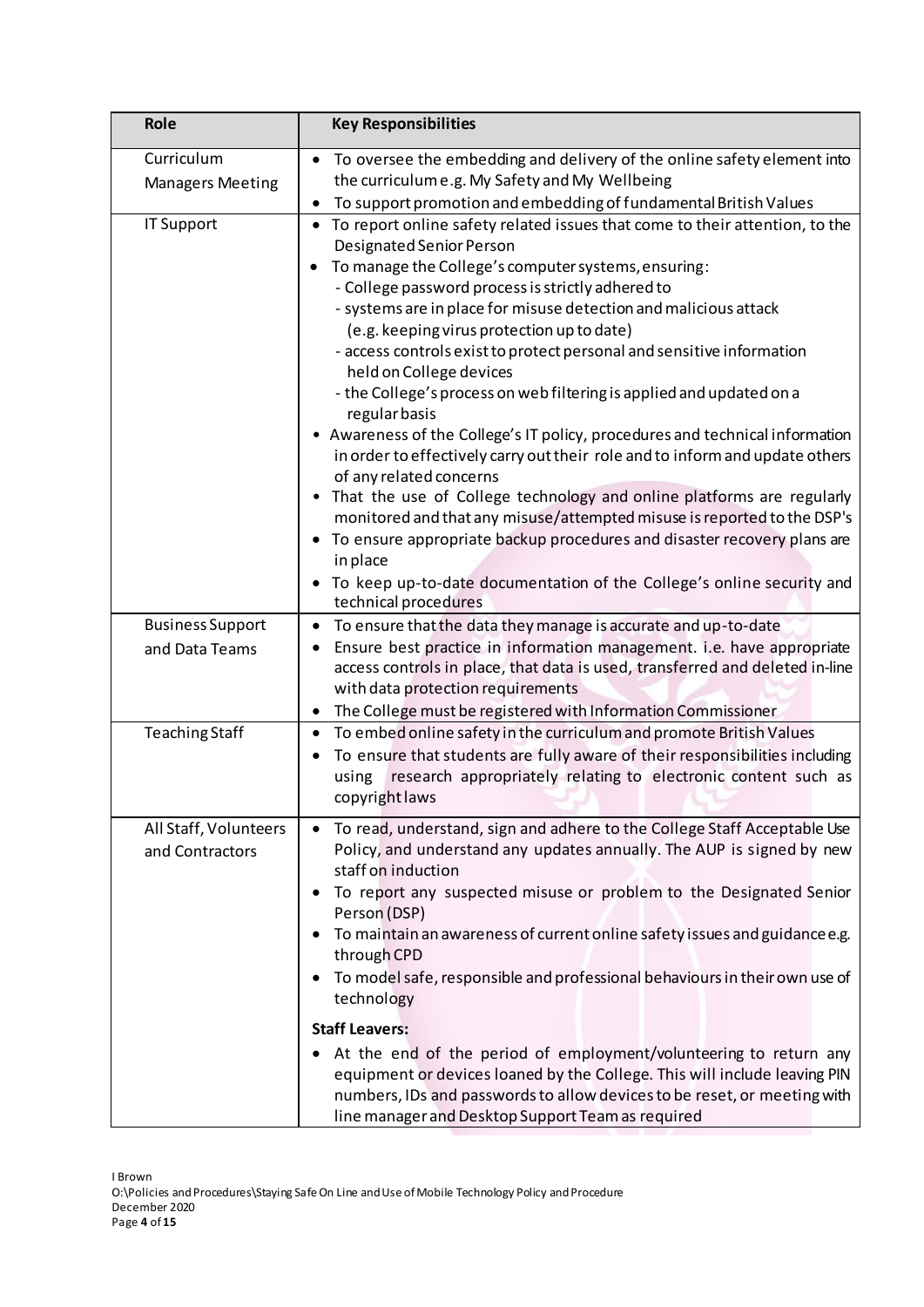| Role | Key Responsibilities |
|---|---|
| Curriculum Managers Meeting | • To oversee the embedding and delivery of the online safety element into the curriculum e.g. My Safety and My Wellbeing<br>• To support promotion and embedding of fundamental British Values |
| IT Support | • To report online safety related issues that come to their attention, to the Designated Senior Person<br>• To manage the College's computer systems, ensuring:<br>- College password process is strictly adhered to<br>- systems are in place for misuse detection and malicious attack (e.g. keeping virus protection up to date)<br>- access controls exist to protect personal and sensitive information held on College devices<br>- the College's process on web filtering is applied and updated on a regular basis<br>• Awareness of the College's IT policy, procedures and technical information in order to effectively carry out their role and to inform and update others of any related concerns<br>• That the use of College technology and online platforms are regularly monitored and that any misuse/attempted misuse is reported to the DSP's<br>• To ensure appropriate backup procedures and disaster recovery plans are in place<br>• To keep up-to-date documentation of the College's online security and technical procedures |
| Business Support and Data Teams | • To ensure that the data they manage is accurate and up-to-date<br>• Ensure best practice in information management. i.e. have appropriate access controls in place, that data is used, transferred and deleted in-line with data protection requirements<br>• The College must be registered with Information Commissioner |
| Teaching Staff | • To embed online safety in the curriculum and promote British Values<br>• To ensure that students are fully aware of their responsibilities including using research appropriately relating to electronic content such as copyright laws |
| All Staff, Volunteers and Contractors | • To read, understand, sign and adhere to the College Staff Acceptable Use Policy, and understand any updates annually. The AUP is signed by new staff on induction<br>• To report any suspected misuse or problem to the Designated Senior Person (DSP)<br>• To maintain an awareness of current online safety issues and guidance e.g. through CPD<br>• To model safe, responsible and professional behaviours in their own use of technology<br>**Staff Leavers:**<br>• At the end of the period of employment/volunteering to return any equipment or devices loaned by the College. This will include leaving PIN numbers, IDs and passwords to allow devices to be reset, or meeting with line manager and Desktop Support Team as required |

I Brown
O:\Policies and Procedures\Staying Safe On Line and Use of Mobile Technology Policy and Procedure
December 2020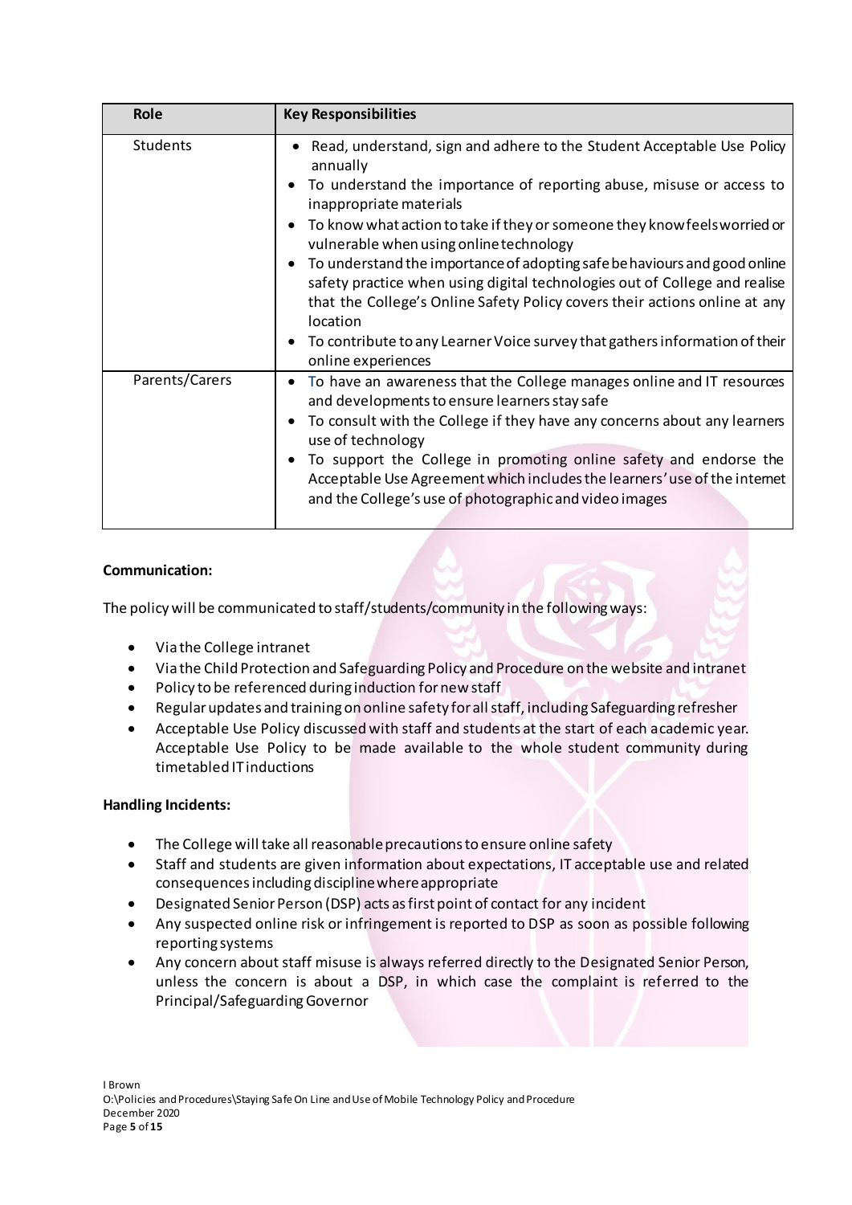| Role | Key Responsibilities |
| --- | --- |
| Students | • Read, understand, sign and adhere to the Student Acceptable Use Policy annually<br>• To understand the importance of reporting abuse, misuse or access to inappropriate materials<br>• To know what action to take if they or someone they know feels worried or vulnerable when using online technology<br>• To understand the importance of adopting safe behaviours and good online safety practice when using digital technologies out of College and realise that the College's Online Safety Policy covers their actions online at any location<br>• To contribute to any Learner Voice survey that gathers information of their online experiences |
| Parents/Carers | • To have an awareness that the College manages online and IT resources and developments to ensure learners stay safe<br>• To consult with the College if they have any concerns about any learners use of technology<br>• To support the College in promoting online safety and endorse the Acceptable Use Agreement which includes the learners' use of the internet and the College's use of photographic and video images |

**Communication:**

The policy will be communicated to staff/students/community in the following ways:

- Via the College intranet
- Via the Child Protection and Safeguarding Policy and Procedure on the website and intranet
- Policy to be referenced during induction for new staff
- Regular updates and training on online safety for all staff, including Safeguarding refresher
- Acceptable Use Policy discussed with staff and students at the start of each academic year. Acceptable Use Policy to be made available to the whole student community during timetabled IT inductions

**Handling Incidents:**

- The College will take all reasonable precautions to ensure online safety
- Staff and students are given information about expectations, IT acceptable use and related consequences including discipline where appropriate
- Designated Senior Person (DSP) acts as first point of contact for any incident
- Any suspected online risk or infringement is reported to DSP as soon as possible following reporting systems
- Any concern about staff misuse is always referred directly to the Designated Senior Person, unless the concern is about a DSP, in which case the complaint is referred to the Principal/Safeguarding Governor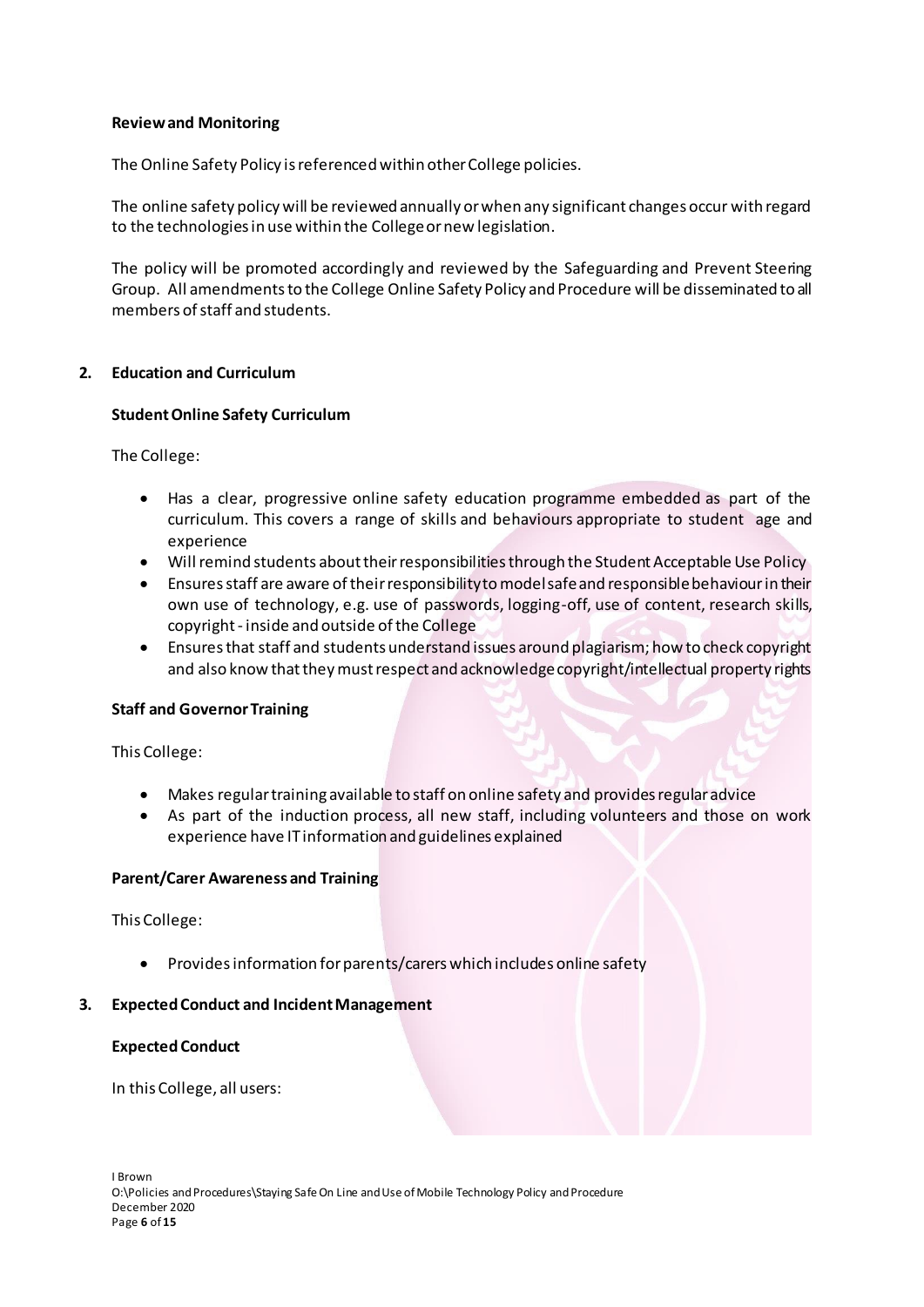**Review and Monitoring**

The Online Safety Policy is referenced within other College policies.

The online safety policy will be reviewed annually or when any significant changes occur with regard to the technologies in use within the College or new legislation.

The policy will be promoted accordingly and reviewed by the Safeguarding and Prevent Steering Group. All amendments to the College Online Safety Policy and Procedure will be disseminated to all members of staff and students.

## 2. Education and Curriculum

**Student Online Safety Curriculum**

The College:

- Has a clear, progressive online safety education programme embedded as part of the curriculum. This covers a range of skills and behaviours appropriate to student age and experience
- Will remind students about their responsibilities through the Student Acceptable Use Policy
- Ensures staff are aware of their responsibility to model safe and responsible behaviour in their own use of technology, e.g. use of passwords, logging-off, use of content, research skills, copyright - inside and outside of the College
- Ensures that staff and students understand issues around plagiarism; how to check copyright and also know that they must respect and acknowledge copyright/intellectual property rights

**Staff and Governor Training**

This College:

- Makes regular training available to staff on online safety and provides regular advice
- As part of the induction process, all new staff, including volunteers and those on work experience have IT information and guidelines explained

**Parent/Carer Awareness and Training**

This College:

- Provides information for parents/carers which includes online safety

## 3. Expected Conduct and Incident Management

**Expected Conduct**

In this College, all users: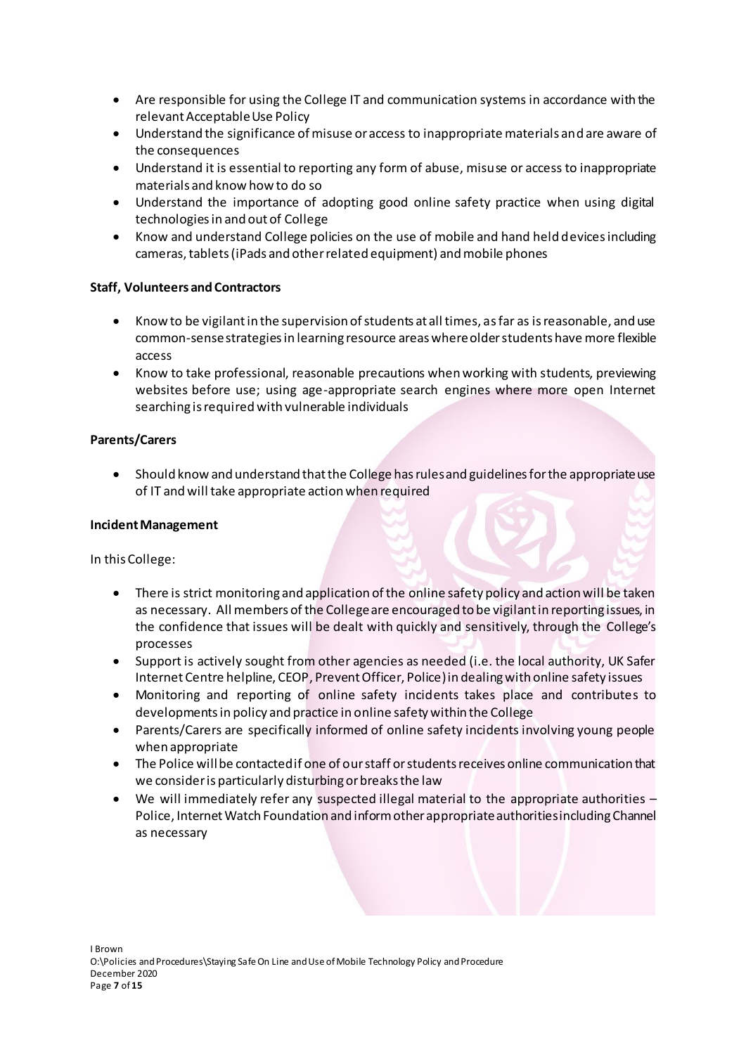- Are responsible for using the College IT and communication systems in accordance with the relevant Acceptable Use Policy
- Understand the significance of misuse or access to inappropriate materials and are aware of the consequences
- Understand it is essential to reporting any form of abuse, misuse or access to inappropriate materials and know how to do so
- Understand the importance of adopting good online safety practice when using digital technologies in and out of College
- Know and understand College policies on the use of mobile and hand held devices including cameras, tablets (iPads and other related equipment) and mobile phones

**Staff, Volunteers and Contractors**

- Know to be vigilant in the supervision of students at all times, as far as is reasonable, and use common-sense strategies in learning resource areas where older students have more flexible access
- Know to take professional, reasonable precautions when working with students, previewing websites before use; using age-appropriate search engines where more open Internet searching is required with vulnerable individuals

**Parents/Carers**

- Should know and understand that the College has rules and guidelines for the appropriate use of IT and will take appropriate action when required

**Incident Management**

In this College:

- There is strict monitoring and application of the online safety policy and action will be taken as necessary. All members of the College are encouraged to be vigilant in reporting issues, in the confidence that issues will be dealt with quickly and sensitively, through the College's processes
- Support is actively sought from other agencies as needed (i.e. the local authority, UK Safer Internet Centre helpline, CEOP, Prevent Officer, Police) in dealing with online safety issues
- Monitoring and reporting of online safety incidents takes place and contributes to developments in policy and practice in online safety within the College
- Parents/Carers are specifically informed of online safety incidents involving young people when appropriate
- The Police will be contacted if one of our staff or students receives online communication that we consider is particularly disturbing or breaks the law
- We will immediately refer any suspected illegal material to the appropriate authorities – Police, Internet Watch Foundation and inform other appropriate authorities including Channel as necessary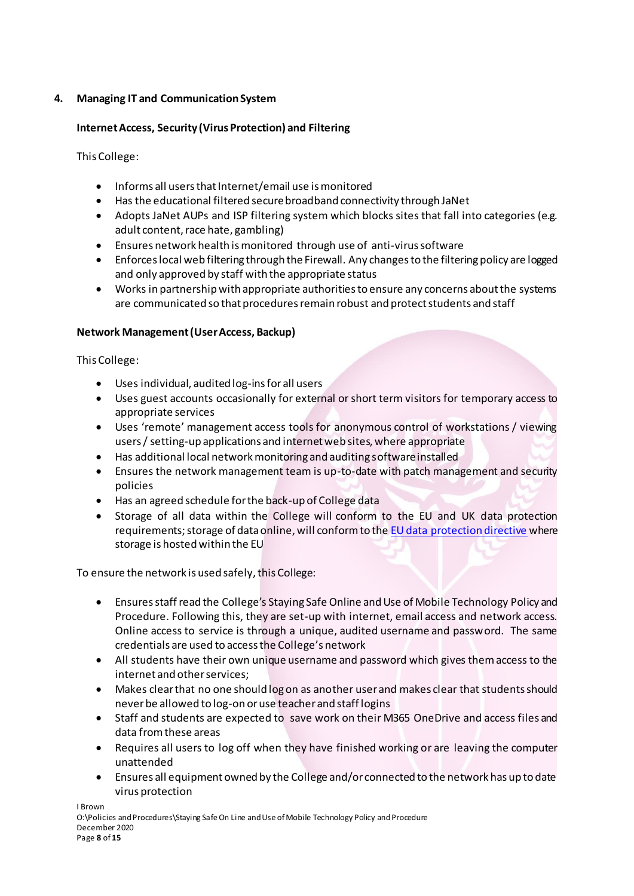## 4. Managing IT and Communication System

### Internet Access, Security (Virus Protection) and Filtering

This College:

- Informs all users that Internet/email use is monitored
- Has the educational filtered secure broadband connectivity through JaNet
- Adopts JaNet AUPs and ISP filtering system which blocks sites that fall into categories (e.g. adult content, race hate, gambling)
- Ensures network health is monitored through use of anti-virus software
- Enforces local web filtering through the Firewall. Any changes to the filtering policy are logged and only approved by staff with the appropriate status
- Works in partnership with appropriate authorities to ensure any concerns about the systems are communicated so that procedures remain robust and protect students and staff

### Network Management (User Access, Backup)

This College:

- Uses individual, audited log-ins for all users
- Uses guest accounts occasionally for external or short term visitors for temporary access to appropriate services
- Uses 'remote' management access tools for anonymous control of workstations / viewing users / setting-up applications and internet web sites, where appropriate
- Has additional local network monitoring and auditing software installed
- Ensures the network management team is up-to-date with patch management and security policies
- Has an agreed schedule for the back-up of College data
- Storage of all data within the College will conform to the EU and UK data protection requirements; storage of data online, will conform to the [EU data protection directive]() where storage is hosted within the EU

To ensure the network is used safely, this College:

- Ensures staff read the College's Staying Safe Online and Use of Mobile Technology Policy and Procedure. Following this, they are set-up with internet, email access and network access. Online access to service is through a unique, audited username and password. The same credentials are used to access the College's network
- All students have their own unique username and password which gives them access to the internet and other services;
- Makes clear that no one should log on as another user and makes clear that students should never be allowed to log-on or use teacher and staff logins
- Staff and students are expected to save work on their M365 OneDrive and access files and data from these areas
- Requires all users to log off when they have finished working or are leaving the computer unattended
- Ensures all equipment owned by the College and/or connected to the network has up to date virus protection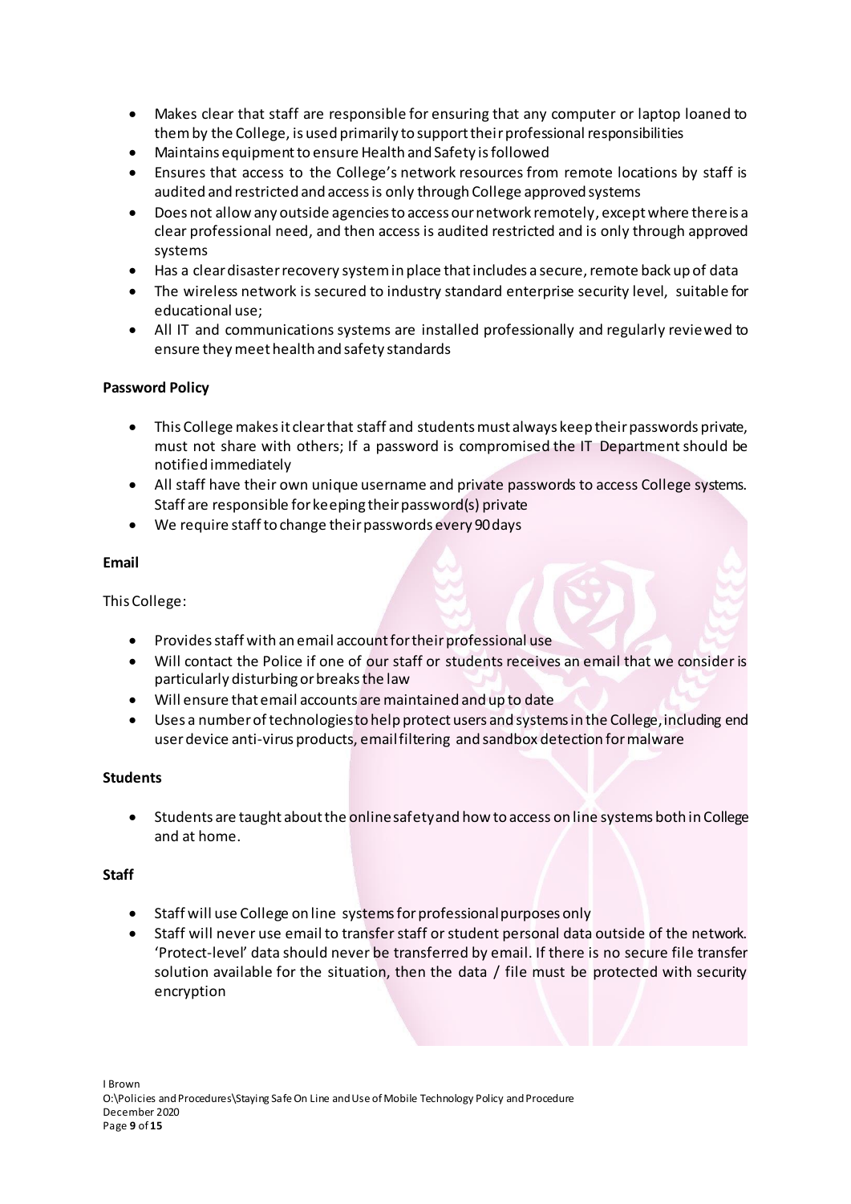- Makes clear that staff are responsible for ensuring that any computer or laptop loaned to them by the College, is used primarily to support their professional responsibilities
- Maintains equipment to ensure Health and Safety is followed
- Ensures that access to the College's network resources from remote locations by staff is audited and restricted and access is only through College approved systems
- Does not allow any outside agencies to access our network remotely, except where there is a clear professional need, and then access is audited restricted and is only through approved systems
- Has a clear disaster recovery system in place that includes a secure, remote back up of data
- The wireless network is secured to industry standard enterprise security level, suitable for educational use;
- All IT and communications systems are installed professionally and regularly reviewed to ensure they meet health and safety standards

**Password Policy**

- This College makes it clear that staff and students must always keep their passwords private, must not share with others; If a password is compromised the IT Department should be notified immediately
- All staff have their own unique username and private passwords to access College systems. Staff are responsible for keeping their password(s) private
- We require staff to change their passwords every 90 days

**Email**

This College:

- Provides staff with an email account for their professional use
- Will contact the Police if one of our staff or students receives an email that we consider is particularly disturbing or breaks the law
- Will ensure that email accounts are maintained and up to date
- Uses a number of technologies to help protect users and systems in the College, including end user device anti-virus products, email filtering and sandbox detection for malware

**Students**

- Students are taught about the online safety and how to access on line systems both in College and at home.

**Staff**

- Staff will use College on line systems for professional purposes only
- Staff will never use email to transfer staff or student personal data outside of the network. 'Protect-level' data should never be transferred by email. If there is no secure file transfer solution available for the situation, then the data / file must be protected with security encryption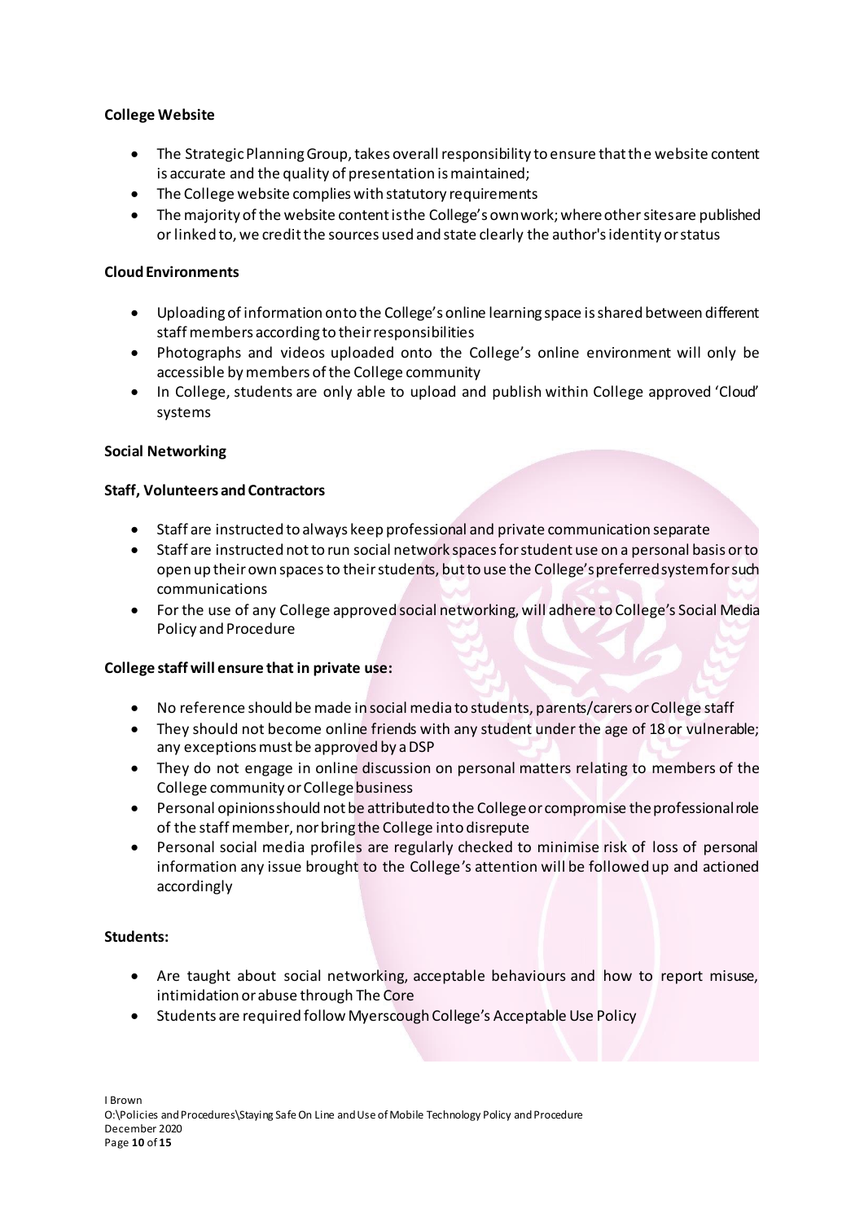**College Website**

- The Strategic Planning Group, takes overall responsibility to ensure that the website content is accurate and the quality of presentation is maintained;
- The College website complies with statutory requirements
- The majority of the website content is the College's own work; where other sites are published or linked to, we credit the sources used and state clearly the author's identity or status

**Cloud Environments**

- Uploading of information onto the College's online learning space is shared between different staff members according to their responsibilities
- Photographs and videos uploaded onto the College's online environment will only be accessible by members of the College community
- In College, students are only able to upload and publish within College approved 'Cloud' systems

**Social Networking**

**Staff, Volunteers and Contractors**

- Staff are instructed to always keep professional and private communication separate
- Staff are instructed not to run social network spaces for student use on a personal basis or to open up their own spaces to their students, but to use the College's preferred system for such communications
- For the use of any College approved social networking, will adhere to College's Social Media Policy and Procedure

**College staff will ensure that in private use:**

- No reference should be made in social media to students, parents/carers or College staff
- They should not become online friends with any student under the age of 18 or vulnerable; any exceptions must be approved by a DSP
- They do not engage in online discussion on personal matters relating to members of the College community or College business
- Personal opinions should not be attributed to the College or compromise the professional role of the staff member, nor bring the College into disrepute
- Personal social media profiles are regularly checked to minimise risk of loss of personal information any issue brought to the College's attention will be followed up and actioned accordingly

**Students:**

- Are taught about social networking, acceptable behaviours and how to report misuse, intimidation or abuse through The Core
- Students are required follow Myerscough College's Acceptable Use Policy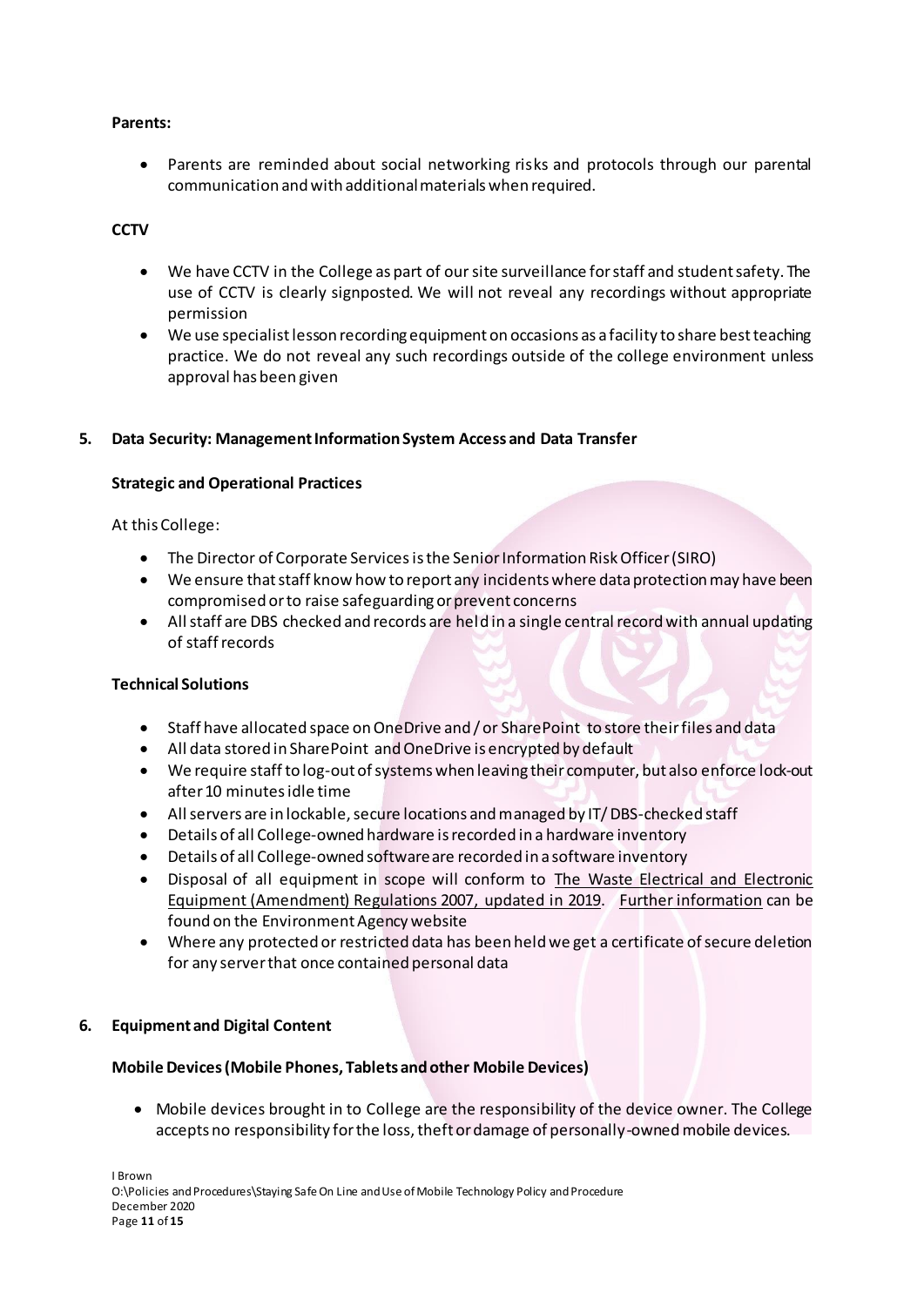**Parents:**

- Parents are reminded about social networking risks and protocols through our parental communication and with additional materials when required.

**CCTV**

- We have CCTV in the College as part of our site surveillance for staff and student safety. The use of CCTV is clearly signposted. We will not reveal any recordings without appropriate permission
- We use specialist lesson recording equipment on occasions as a facility to share best teaching practice. We do not reveal any such recordings outside of the college environment unless approval has been given

## 5. Data Security: Management Information System Access and Data Transfer

**Strategic and Operational Practices**

At this College:

- The Director of Corporate Services is the Senior Information Risk Officer (SIRO)
- We ensure that staff know how to report any incidents where data protection may have been compromised or to raise safeguarding or prevent concerns
- All staff are DBS checked and records are held in a single central record with annual updating of staff records

**Technical Solutions**

- Staff have allocated space on OneDrive and / or SharePoint to store their files and data
- All data stored in SharePoint and OneDrive is encrypted by default
- We require staff to log-out of systems when leaving their computer, but also enforce lock-out after 10 minutes idle time
- All servers are in lockable, secure locations and managed by IT/ DBS-checked staff
- Details of all College-owned hardware is recorded in a hardware inventory
- Details of all College-owned software are recorded in a software inventory
- Disposal of all equipment in scope will conform to The Waste Electrical and Electronic Equipment (Amendment) Regulations 2007, updated in 2019. Further information can be found on the Environment Agency website
- Where any protected or restricted data has been held we get a certificate of secure deletion for any server that once contained personal data

## 6. Equipment and Digital Content

**Mobile Devices (Mobile Phones, Tablets and other Mobile Devices)**

- Mobile devices brought in to College are the responsibility of the device owner. The College accepts no responsibility for the loss, theft or damage of personally-owned mobile devices.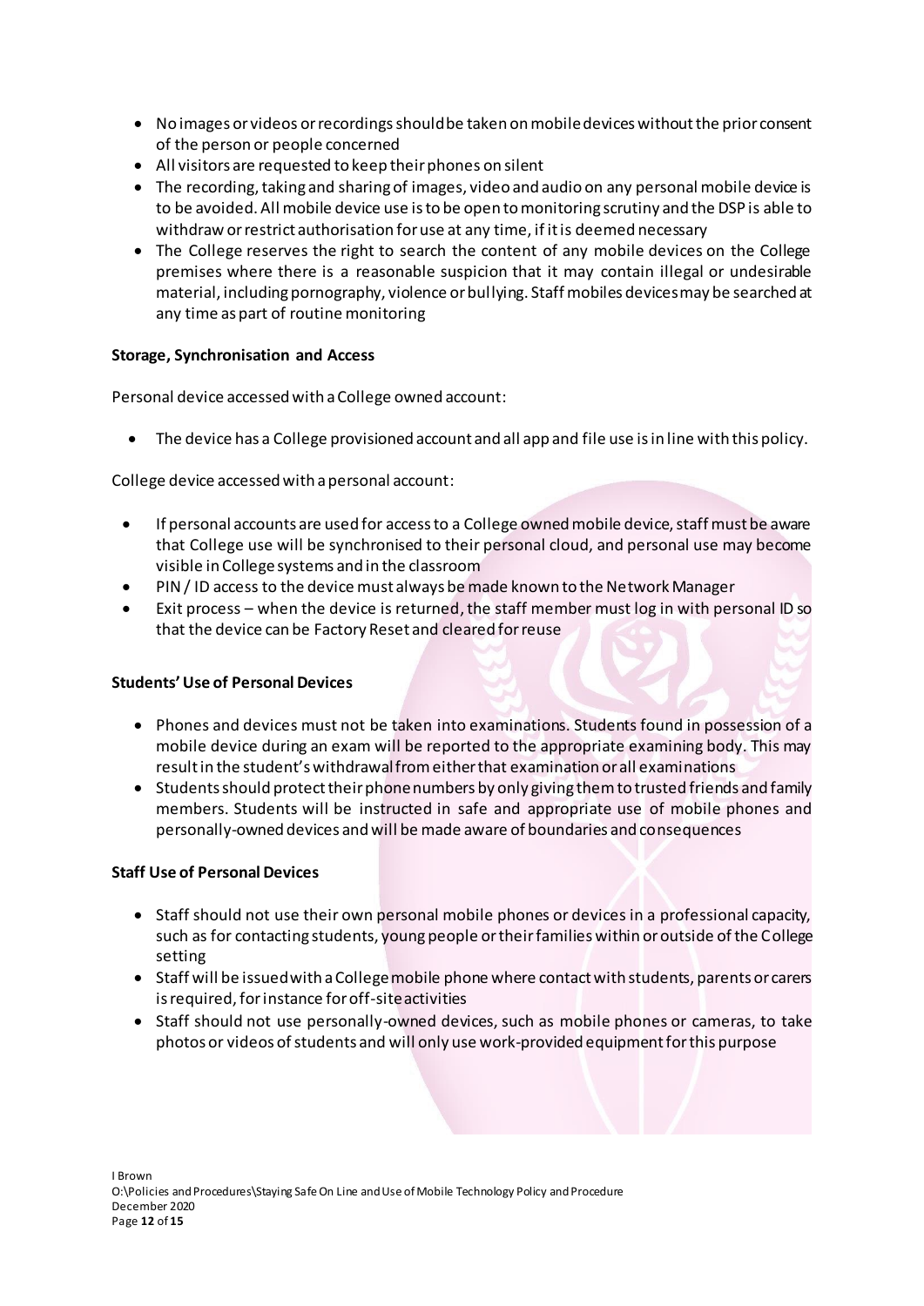- No images or videos or recordings should be taken on mobile devices without the prior consent of the person or people concerned
- All visitors are requested to keep their phones on silent
- The recording, taking and sharing of images, video and audio on any personal mobile device is to be avoided. All mobile device use is to be open to monitoring scrutiny and the DSP is able to withdraw or restrict authorisation for use at any time, if it is deemed necessary
- The College reserves the right to search the content of any mobile devices on the College premises where there is a reasonable suspicion that it may contain illegal or undesirable material, including pornography, violence or bullying. Staff mobiles devices may be searched at any time as part of routine monitoring

**Storage, Synchronisation and Access**

Personal device accessed with a College owned account:

- The device has a College provisioned account and all app and file use is in line with this policy.

College device accessed with a personal account:

- If personal accounts are used for access to a College owned mobile device, staff must be aware that College use will be synchronised to their personal cloud, and personal use may become visible in College systems and in the classroom
- PIN / ID access to the device must always be made known to the Network Manager
- Exit process – when the device is returned, the staff member must log in with personal ID so that the device can be Factory Reset and cleared for reuse

**Students' Use of Personal Devices**

- Phones and devices must not be taken into examinations. Students found in possession of a mobile device during an exam will be reported to the appropriate examining body. This may result in the student's withdrawal from either that examination or all examinations
- Students should protect their phone numbers by only giving them to trusted friends and family members. Students will be instructed in safe and appropriate use of mobile phones and personally-owned devices and will be made aware of boundaries and consequences

**Staff Use of Personal Devices**

- Staff should not use their own personal mobile phones or devices in a professional capacity, such as for contacting students, young people or their families within or outside of the College setting
- Staff will be issued with a College mobile phone where contact with students, parents or carers is required, for instance for off-site activities
- Staff should not use personally-owned devices, such as mobile phones or cameras, to take photos or videos of students and will only use work-provided equipment for this purpose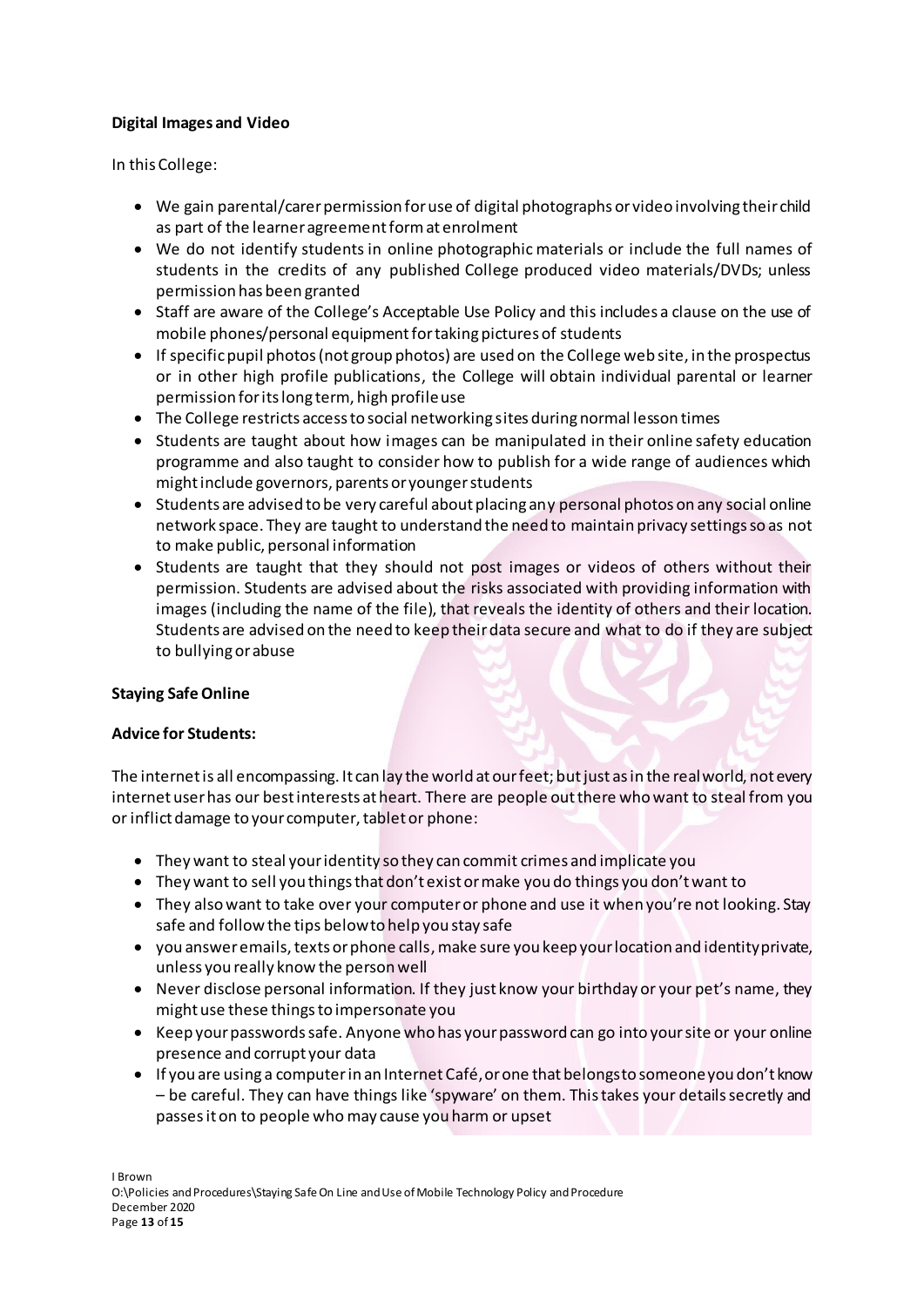**Digital Images and Video**

In this College:

- We gain parental/carer permission for use of digital photographs or video involving their child as part of the learner agreement form at enrolment
- We do not identify students in online photographic materials or include the full names of students in the credits of any published College produced video materials/DVDs; unless permission has been granted
- Staff are aware of the College's Acceptable Use Policy and this includes a clause on the use of mobile phones/personal equipment for taking pictures of students
- If specific pupil photos (not group photos) are used on the College web site, in the prospectus or in other high profile publications, the College will obtain individual parental or learner permission for its long term, high profile use
- The College restricts access to social networking sites during normal lesson times
- Students are taught about how images can be manipulated in their online safety education programme and also taught to consider how to publish for a wide range of audiences which might include governors, parents or younger students
- Students are advised to be very careful about placing any personal photos on any social online network space. They are taught to understand the need to maintain privacy settings so as not to make public, personal information
- Students are taught that they should not post images or videos of others without their permission. Students are advised about the risks associated with providing information with images (including the name of the file), that reveals the identity of others and their location. Students are advised on the need to keep their data secure and what to do if they are subject to bullying or abuse

**Staying Safe Online**

**Advice for Students:**

The internet is all encompassing. It can lay the world at our feet; but just as in the real world, not every internet user has our best interests at heart. There are people out there who want to steal from you or inflict damage to your computer, tablet or phone:

- They want to steal your identity so they can commit crimes and implicate you
- They want to sell you things that don't exist or make you do things you don't want to
- They also want to take over your computer or phone and use it when you're not looking. Stay safe and follow the tips below to help you stay safe
- you answer emails, texts or phone calls, make sure you keep your location and identity private, unless you really know the person well
- Never disclose personal information. If they just know your birthday or your pet's name, they might use these things to impersonate you
- Keep your passwords safe. Anyone who has your password can go into your site or your online presence and corrupt your data
- If you are using a computer in an Internet Café, or one that belongs to someone you don't know – be careful. They can have things like 'spyware' on them. This takes your details secretly and passes it on to people who may cause you harm or upset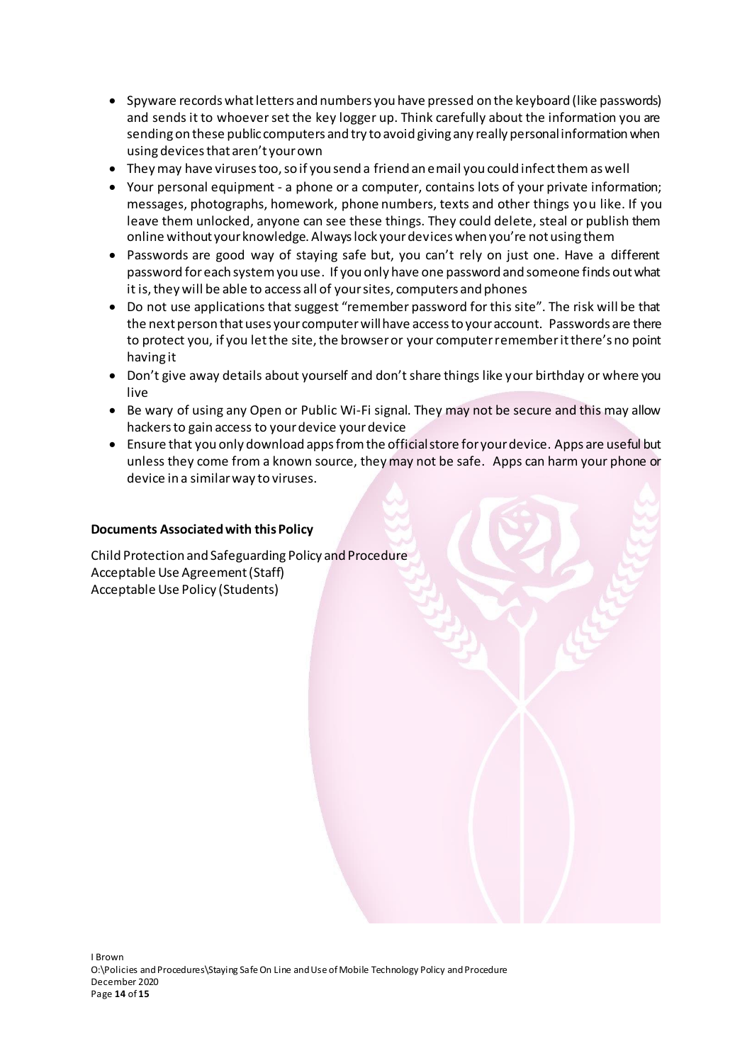- Spyware records what letters and numbers you have pressed on the keyboard (like passwords) and sends it to whoever set the key logger up. Think carefully about the information you are sending on these public computers and try to avoid giving any really personal information when using devices that aren't your own
- They may have viruses too, so if you send a friend an email you could infect them as well
- Your personal equipment - a phone or a computer, contains lots of your private information; messages, photographs, homework, phone numbers, texts and other things you like. If you leave them unlocked, anyone can see these things. They could delete, steal or publish them online without your knowledge. Always lock your devices when you're not using them
- Passwords are good way of staying safe but, you can't rely on just one. Have a different password for each system you use. If you only have one password and someone finds out what it is, they will be able to access all of your sites, computers and phones
- Do not use applications that suggest "remember password for this site". The risk will be that the next person that uses your computer will have access to your account. Passwords are there to protect you, if you let the site, the browser or your computer remember it there's no point having it
- Don't give away details about yourself and don't share things like your birthday or where you live
- Be wary of using any Open or Public Wi-Fi signal. They may not be secure and this may allow hackers to gain access to your device your device
- Ensure that you only download apps from the official store for your device. Apps are useful but unless they come from a known source, they may not be safe. Apps can harm your phone or device in a similar way to viruses.

**Documents Associated with this Policy**

Child Protection and Safeguarding Policy and Procedure
Acceptable Use Agreement (Staff)
Acceptable Use Policy (Students)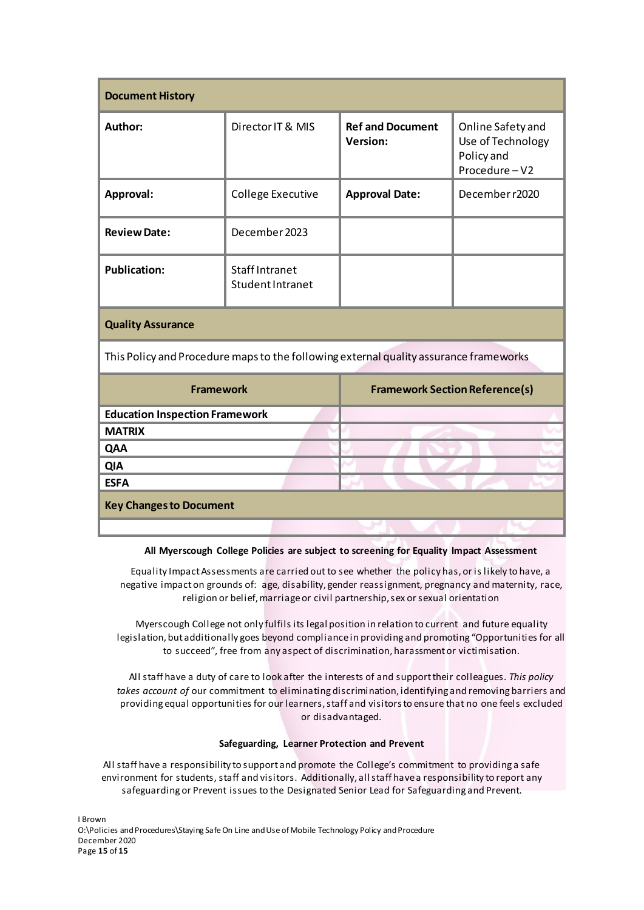| **Document History** | | | |
|---|---|---|---|
| **Author:** | Director IT & MIS | **Ref and Document Version:** | Online Safety and Use of Technology Policy and Procedure – V2 |
| **Approval:** | College Executive | **Approval Date:** | December r2020 |
| **Review Date:** | December 2023 | | |
| **Publication:** | Staff Intranet<br>Student Intranet | | |
| **Quality Assurance** | | | |
| This Policy and Procedure maps to the following external quality assurance frameworks | | | |

| Framework | Framework Section Reference(s) |
|---|---|
| **Education Inspection Framework** | |
| **MATRIX** | |
| **QAA** | |
| **QIA** | |
| **ESFA** | |
| **Key Changes to Document** | |
| | |

**All Myerscough College Policies are subject to screening for Equality Impact Assessment**

Equality Impact Assessments are carried out to see whether the policy has, or is likely to have, a negative impact on grounds of: age, disability, gender reassignment, pregnancy and maternity, race, religion or belief, marriage or civil partnership, sex or sexual orientation

Myerscough College not only fulfils its legal position in relation to current and future equality legislation, but additionally goes beyond compliance in providing and promoting "Opportunities for all to succeed", free from any aspect of discrimination, harassment or victimisation.

All staff have a duty of care to look after the interests of and support their colleagues. *This policy takes account of* our commitment to eliminating discrimination, identifying and removing barriers and providing equal opportunities for our learners, staff and visitors to ensure that no one feels excluded or disadvantaged.

**Safeguarding, Learner Protection and Prevent**

All staff have a responsibility to support and promote the College's commitment to providing a safe environment for students, staff and visitors. Additionally, all staff have a responsibility to report any safeguarding or Prevent issues to the Designated Senior Lead for Safeguarding and Prevent.

I Brown
O:\Policies and Procedures\Staying Safe On Line and Use of Mobile Technology Policy and Procedure
December 2020